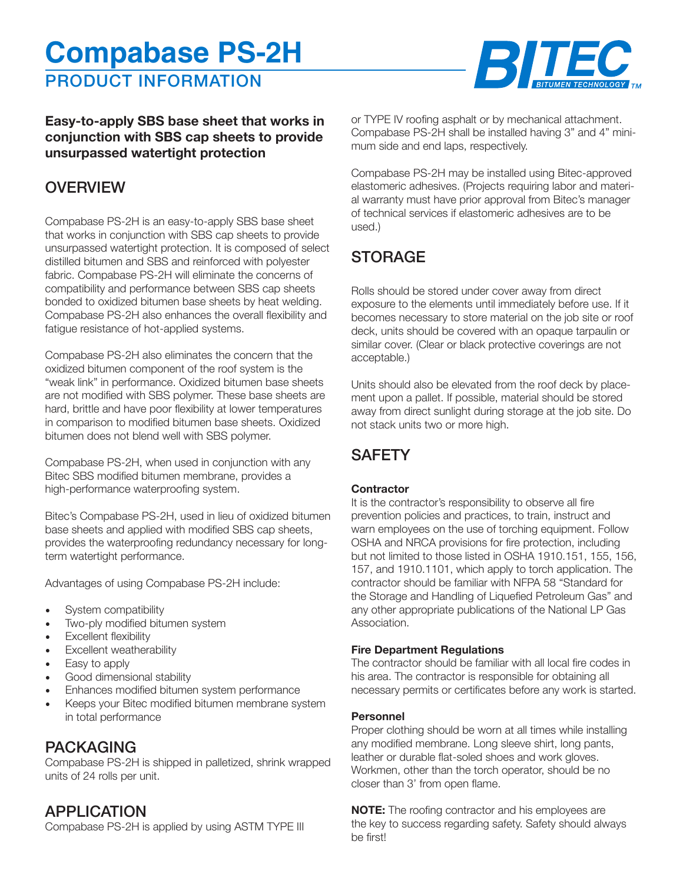# Compabase PS-2H

## PRODUCT INFORMATION

BITEC BITUMEN TECHNOLOGY TM

**Easy-to-apply SBS base sheet that works in conjunction with SBS cap sheets to provide unsurpassed watertight protection**

## OVERVIEW

Compabase PS-2H is an easy-to-apply SBS base sheet that works in conjunction with SBS cap sheets to provide unsurpassed watertight protection. It is composed of select distilled bitumen and SBS and reinforced with polyester fabric. Compabase PS-2H will eliminate the concerns of compatibility and performance between SBS cap sheets bonded to oxidized bitumen base sheets by heat welding. Compabase PS-2H also enhances the overall flexibility and fatigue resistance of hot-applied systems.

Compabase PS-2H also eliminates the concern that the oxidized bitumen component of the roof system is the "weak link" in performance. Oxidized bitumen base sheets are not modified with SBS polymer. These base sheets are hard, brittle and have poor flexibility at lower temperatures in comparison to modified bitumen base sheets. Oxidized bitumen does not blend well with SBS polymer.

Compabase PS-2H, when used in conjunction with any Bitec SBS modified bitumen membrane, provides a high-performance waterproofing system.

Bitec's Compabase PS-2H, used in lieu of oxidized bitumen base sheets and applied with modified SBS cap sheets, provides the waterproofing redundancy necessary for long-term watertight performance.

Advantages of using Compabase PS-2H include:

- System compatibility
- Two-ply modified bitumen system
- Excellent flexibility
- Excellent weatherability
- Easy to apply
- Good dimensional stability
- Enhances modified bitumen system performance
- Keeps your Bitec modified bitumen membrane system in total performance

## PACKAGING

Compabase PS-2H is shipped in palletized, shrink wrapped units of 24 rolls per unit.

## APPLICATION

Compabase PS-2H is applied by using ASTM TYPE III or TYPE IV roofing asphalt or by mechanical attachment. Compabase PS-2H shall be installed having 3" and 4" minimum side and end laps, respectively.

Compabase PS-2H may be installed using Bitec-approved elastomeric adhesives. (Projects requiring labor and material warranty must have prior approval from Bitec's manager of technical services if elastomeric adhesives are to be used.)

## STORAGE

Rolls should be stored under cover away from direct exposure to the elements until immediately before use. If it becomes necessary to store material on the job site or roof deck, units should be covered with an opaque tarpaulin or similar cover. (Clear or black protective coverings are not acceptable.)

Units should also be elevated from the roof deck by placement upon a pallet. If possible, material should be stored away from direct sunlight during storage at the job site. Do not stack units two or more high.

## SAFETY

**Contractor**
It is the contractor's responsibility to observe all fire prevention policies and practices, to train, instruct and warn employees on the use of torching equipment. Follow OSHA and NRCA provisions for fire protection, including but not limited to those listed in OSHA 1910.151, 155, 156, 157, and 1910.1101, which apply to torch application. The contractor should be familiar with NFPA 58 "Standard for the Storage and Handling of Liquefied Petroleum Gas" and any other appropriate publications of the National LP Gas Association.

**Fire Department Regulations**
The contractor should be familiar with all local fire codes in his area. The contractor is responsible for obtaining all necessary permits or certificates before any work is started.

**Personnel**
Proper clothing should be worn at all times while installing any modified membrane. Long sleeve shirt, long pants, leather or durable flat-soled shoes and work gloves. Workmen, other than the torch operator, should be no closer than 3' from open flame.

**NOTE:** The roofing contractor and his employees are the key to success regarding safety. Safety should always be first!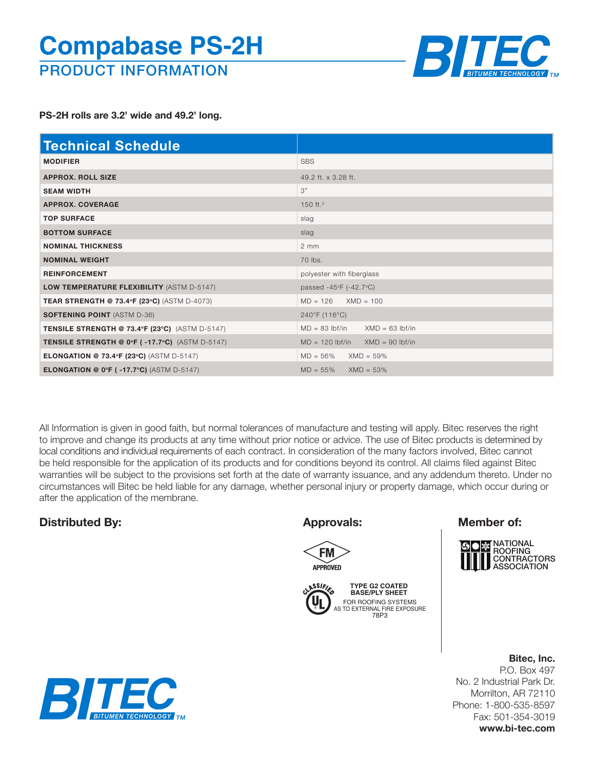# Compabase PS-2H

## PRODUCT INFORMATION

**PS-2H rolls are 3.2' wide and 49.2' long.**

| Technical Schedule | |
|---|---|
| **MODIFIER** | SBS |
| **APPROX. ROLL SIZE** | 49.2 ft. x 3.28 ft. |
| **SEAM WIDTH** | 3" |
| **APPROX. COVERAGE** | 150 ft.$^2$ |
| **TOP SURFACE** | slag |
| **BOTTOM SURFACE** | slag |
| **NOMINAL THICKNESS** | 2 mm |
| **NOMINAL WEIGHT** | 70 lbs. |
| **REINFORCEMENT** | polyester with fiberglass |
| **LOW TEMPERATURE FLEXIBILITY** (ASTM D-5147) | passed -45°F (-42.7°C) |
| **TEAR STRENGTH @ 73.4°F (23°C)** (ASTM D-4073) | MD = 126 XMD = 100 |
| **SOFTENING POINT** (ASTM D-36) | 240°F (116°C) |
| **TENSILE STRENGTH @ 73.4°F (23°C)** (ASTM D-5147) | MD = 83 lbf/in XMD = 63 lbf/in |
| **TENSILE STRENGTH @ 0°F ( -17.7°C)** (ASTM D-5147) | MD = 120 lbf/in XMD = 90 lbf/in |
| **ELONGATION @ 73.4°F (23°C)** (ASTM D-5147) | MD = 56% XMD = 59% |
| **ELONGATION @ 0°F ( -17.7°C)** (ASTM D-5147) | MD = 55% XMD = 53% |

All Information is given in good faith, but normal tolerances of manufacture and testing will apply. Bitec reserves the right to improve and change its products at any time without prior notice or advice. The use of Bitec products is determined by local conditions and individual requirements of each contract. In consideration of the many factors involved, Bitec cannot be held responsible for the application of its products and for conditions beyond its control. All claims filed against Bitec warranties will be subject to the provisions set forth at the date of warranty issuance, and any addendum thereto. Under no circumstances will Bitec be held liable for any damage, whether personal injury or property damage, which occur during or after the application of the membrane.

### Distributed By:

### Approvals:

FM APPROVED

CLASSIFIED UL
TYPE G2 COATED BASE/PLY SHEET
FOR ROOFING SYSTEMS AS TO EXTERNAL FIRE EXPOSURE
78P3

### Member of:

NATIONAL ROOFING CONTRACTORS ASSOCIATION

**Bitec, Inc.**
P.O. Box 497
No. 2 Industrial Park Dr.
Morrilton, AR 72110
Phone: 1-800-535-8597
Fax: 501-354-3019
**www.bi-tec.com**